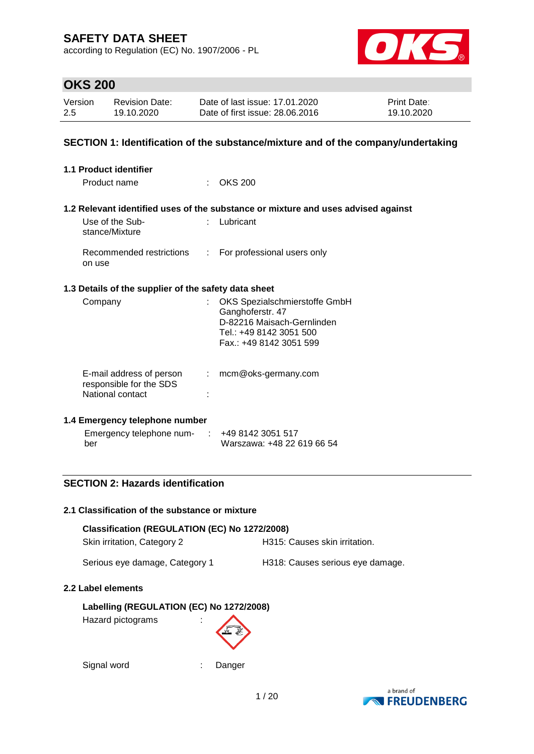# SAFETY DATA SHEET

according to Regulation (EC) No. 1907/2006 - PL

## OKS 200

| Version | Revision Date: | Date of last issue: 17.01.2020 | Print Date: |
|---|---|---|---|
| 2.5 | 19.10.2020 | Date of first issue: 28.06.2016 | 19.10.2020 |

## SECTION 1: Identification of the substance/mixture and of the company/undertaking

### 1.1 Product identifier

Product name : OKS 200

### 1.2 Relevant identified uses of the substance or mixture and uses advised against

Use of the Substance/Mixture : Lubricant

Recommended restrictions on use : For professional users only

### 1.3 Details of the supplier of the safety data sheet

Company : OKS Spezialschmierstoffe GmbH
Ganghoferstr. 47
D-82216 Maisach-Gernlinden
Tel.: +49 8142 3051 500
Fax.: +49 8142 3051 599

E-mail address of person responsible for the SDS : mcm@oks-germany.com

National contact :

### 1.4 Emergency telephone number

Emergency telephone number : +49 8142 3051 517
Warszawa: +48 22 619 66 54

## SECTION 2: Hazards identification

### 2.1 Classification of the substance or mixture

**Classification (REGULATION (EC) No 1272/2008)**

| | |
|---|---|
| Skin irritation, Category 2 | H315: Causes skin irritation. |
| Serious eye damage, Category 1 | H318: Causes serious eye damage. |

### 2.2 Label elements

**Labelling (REGULATION (EC) No 1272/2008)**

Hazard pictograms :

Signal word : Danger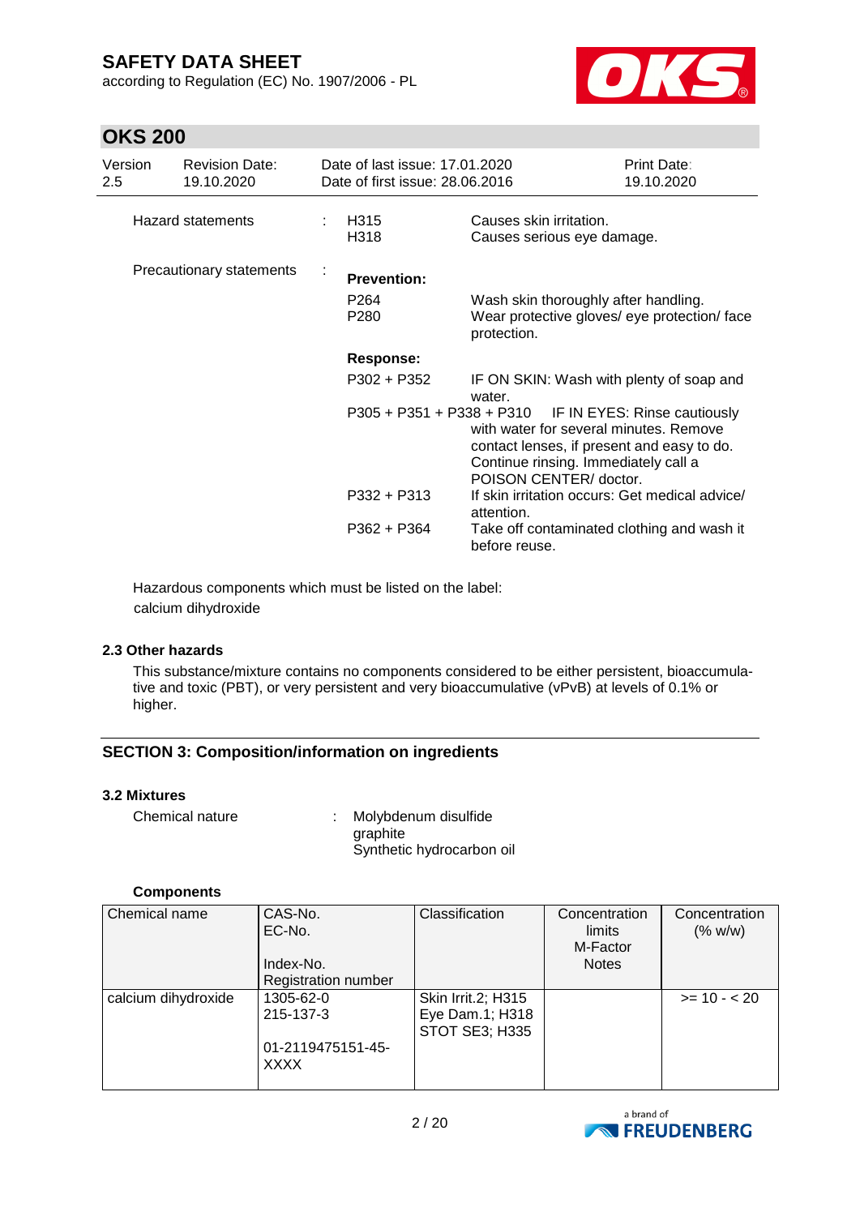| Version | Revision Date: | Date of last issue: 17.01.2020 | Print Date: |
|---|---|---|---|
| 2.5 | 19.10.2020 | Date of first issue: 28.06.2016 | 19.10.2020 |

Hazard statements : H315 Causes skin irritation.
H318 Causes serious eye damage.

Precautionary statements :

**Prevention:**

P264 Wash skin thoroughly after handling.
P280 Wear protective gloves/ eye protection/ face protection.

**Response:**

P302 + P352 IF ON SKIN: Wash with plenty of soap and water.
P305 + P351 + P338 + P310 IF IN EYES: Rinse cautiously with water for several minutes. Remove contact lenses, if present and easy to do. Continue rinsing. Immediately call a POISON CENTER/ doctor.
P332 + P313 If skin irritation occurs: Get medical advice/ attention.
P362 + P364 Take off contaminated clothing and wash it before reuse.

Hazardous components which must be listed on the label:
calcium dihydroxide

### 2.3 Other hazards

This substance/mixture contains no components considered to be either persistent, bioaccumulative and toxic (PBT), or very persistent and very bioaccumulative (vPvB) at levels of 0.1% or higher.

## SECTION 3: Composition/information on ingredients

### 3.2 Mixtures

Chemical nature : Molybdenum disulfide
graphite
Synthetic hydrocarbon oil

**Components**

| Chemical name | CAS-No.<br>EC-No.<br>Index-No.<br>Registration number | Classification | Concentration limits<br>M-Factor<br>Notes | Concentration (% w/w) |
|---|---|---|---|---|
| calcium dihydroxide | 1305-62-0<br>215-137-3<br><br>01-2119475151-45-XXXX | Skin Irrit.2; H315<br>Eye Dam.1; H318<br>STOT SE3; H335 | | >= 10 - < 20 |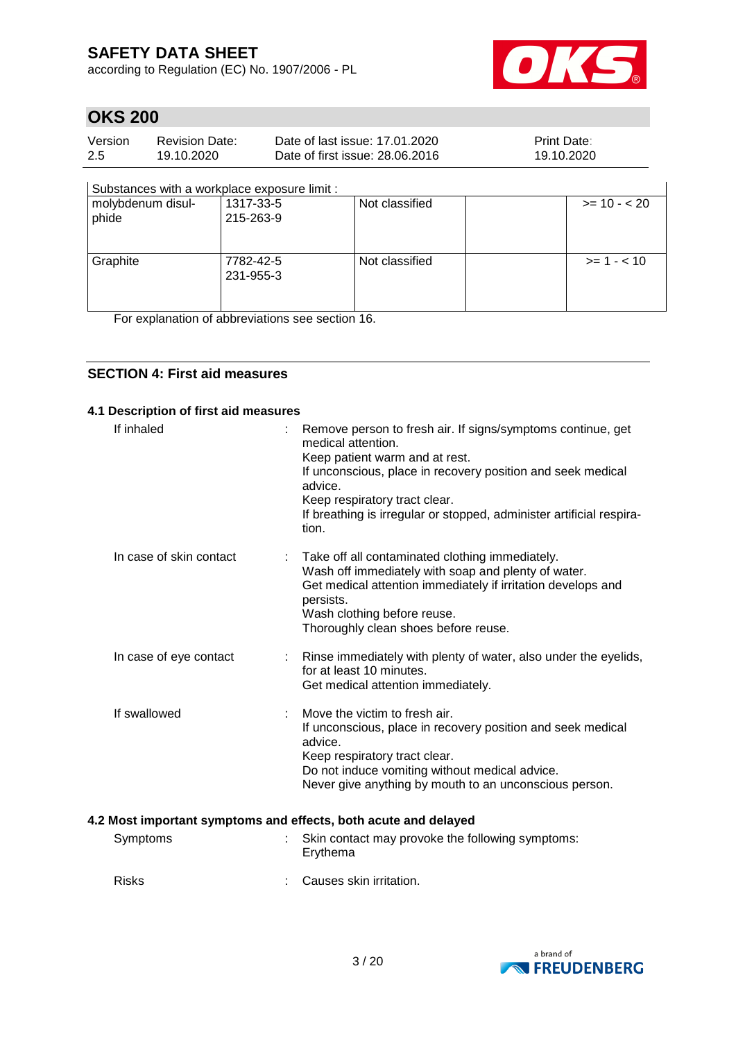| Substances with a workplace exposure limit : | | | | |
|---|---|---|---|---|
| molybdenum disulphide | 1317-33-5<br>215-263-9 | Not classified | | >= 10 - < 20 |
| Graphite | 7782-42-5<br>231-955-3 | Not classified | | >= 1 - < 10 |

For explanation of abbreviations see section 16.

## SECTION 4: First aid measures

### 4.1 Description of first aid measures

If inhaled : Remove person to fresh air. If signs/symptoms continue, get medical attention.
Keep patient warm and at rest.
If unconscious, place in recovery position and seek medical advice.
Keep respiratory tract clear.
If breathing is irregular or stopped, administer artificial respiration.

In case of skin contact : Take off all contaminated clothing immediately.
Wash off immediately with soap and plenty of water.
Get medical attention immediately if irritation develops and persists.
Wash clothing before reuse.
Thoroughly clean shoes before reuse.

In case of eye contact : Rinse immediately with plenty of water, also under the eyelids, for at least 10 minutes.
Get medical attention immediately.

If swallowed : Move the victim to fresh air.
If unconscious, place in recovery position and seek medical advice.
Keep respiratory tract clear.
Do not induce vomiting without medical advice.
Never give anything by mouth to an unconscious person.

### 4.2 Most important symptoms and effects, both acute and delayed

Symptoms : Skin contact may provoke the following symptoms:
Erythema

Risks : Causes skin irritation.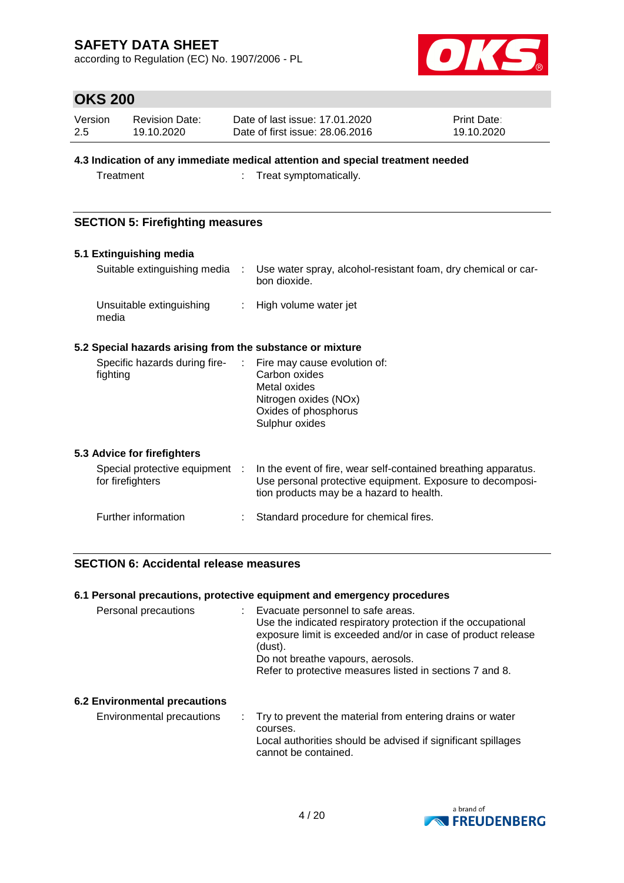### 4.3 Indication of any immediate medical attention and special treatment needed

Treatment : Treat symptomatically.

## SECTION 5: Firefighting measures

### 5.1 Extinguishing media

Suitable extinguishing media : Use water spray, alcohol-resistant foam, dry chemical or carbon dioxide.

Unsuitable extinguishing media : High volume water jet

### 5.2 Special hazards arising from the substance or mixture

Specific hazards during firefighting : Fire may cause evolution of:
Carbon oxides
Metal oxides
Nitrogen oxides (NOx)
Oxides of phosphorus
Sulphur oxides

### 5.3 Advice for firefighters

Special protective equipment for firefighters : In the event of fire, wear self-contained breathing apparatus. Use personal protective equipment. Exposure to decomposition products may be a hazard to health.

Further information : Standard procedure for chemical fires.

## SECTION 6: Accidental release measures

### 6.1 Personal precautions, protective equipment and emergency procedures

Personal precautions : Evacuate personnel to safe areas.
Use the indicated respiratory protection if the occupational exposure limit is exceeded and/or in case of product release (dust).
Do not breathe vapours, aerosols.
Refer to protective measures listed in sections 7 and 8.

### 6.2 Environmental precautions

Environmental precautions : Try to prevent the material from entering drains or water courses.
Local authorities should be advised if significant spillages cannot be contained.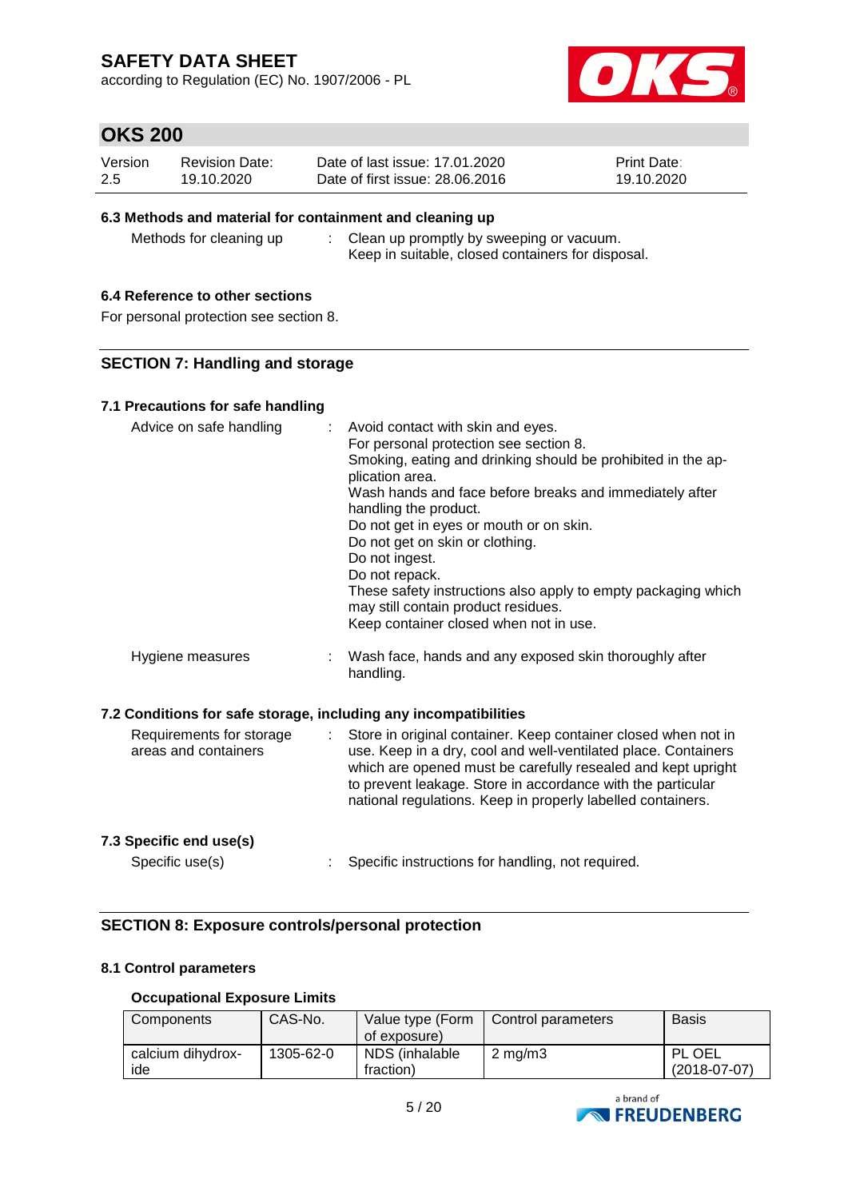### 6.3 Methods and material for containment and cleaning up

| | | |
|---|---|---|
| Methods for cleaning up | : | Clean up promptly by sweeping or vacuum.<br>Keep in suitable, closed containers for disposal. |

### 6.4 Reference to other sections

For personal protection see section 8.

## SECTION 7: Handling and storage

### 7.1 Precautions for safe handling

| | | |
|---|---|---|
| Advice on safe handling | : | Avoid contact with skin and eyes.<br>For personal protection see section 8.<br>Smoking, eating and drinking should be prohibited in the application area.<br>Wash hands and face before breaks and immediately after handling the product.<br>Do not get in eyes or mouth or on skin.<br>Do not get on skin or clothing.<br>Do not ingest.<br>Do not repack.<br>These safety instructions also apply to empty packaging which may still contain product residues.<br>Keep container closed when not in use. |
| Hygiene measures | : | Wash face, hands and any exposed skin thoroughly after handling. |

### 7.2 Conditions for safe storage, including any incompatibilities

| | | |
|---|---|---|
| Requirements for storage areas and containers | : | Store in original container. Keep container closed when not in use. Keep in a dry, cool and well-ventilated place. Containers which are opened must be carefully resealed and kept upright to prevent leakage. Store in accordance with the particular national regulations. Keep in properly labelled containers. |

### 7.3 Specific end use(s)

| | | |
|---|---|---|
| Specific use(s) | : | Specific instructions for handling, not required. |

## SECTION 8: Exposure controls/personal protection

### 8.1 Control parameters

**Occupational Exposure Limits**

| Components | CAS-No. | Value type (Form of exposure) | Control parameters | Basis |
|---|---|---|---|---|
| calcium dihydroxide | 1305-62-0 | NDS (inhalable fraction) | 2 mg/m3 | PL OEL (2018-07-07) |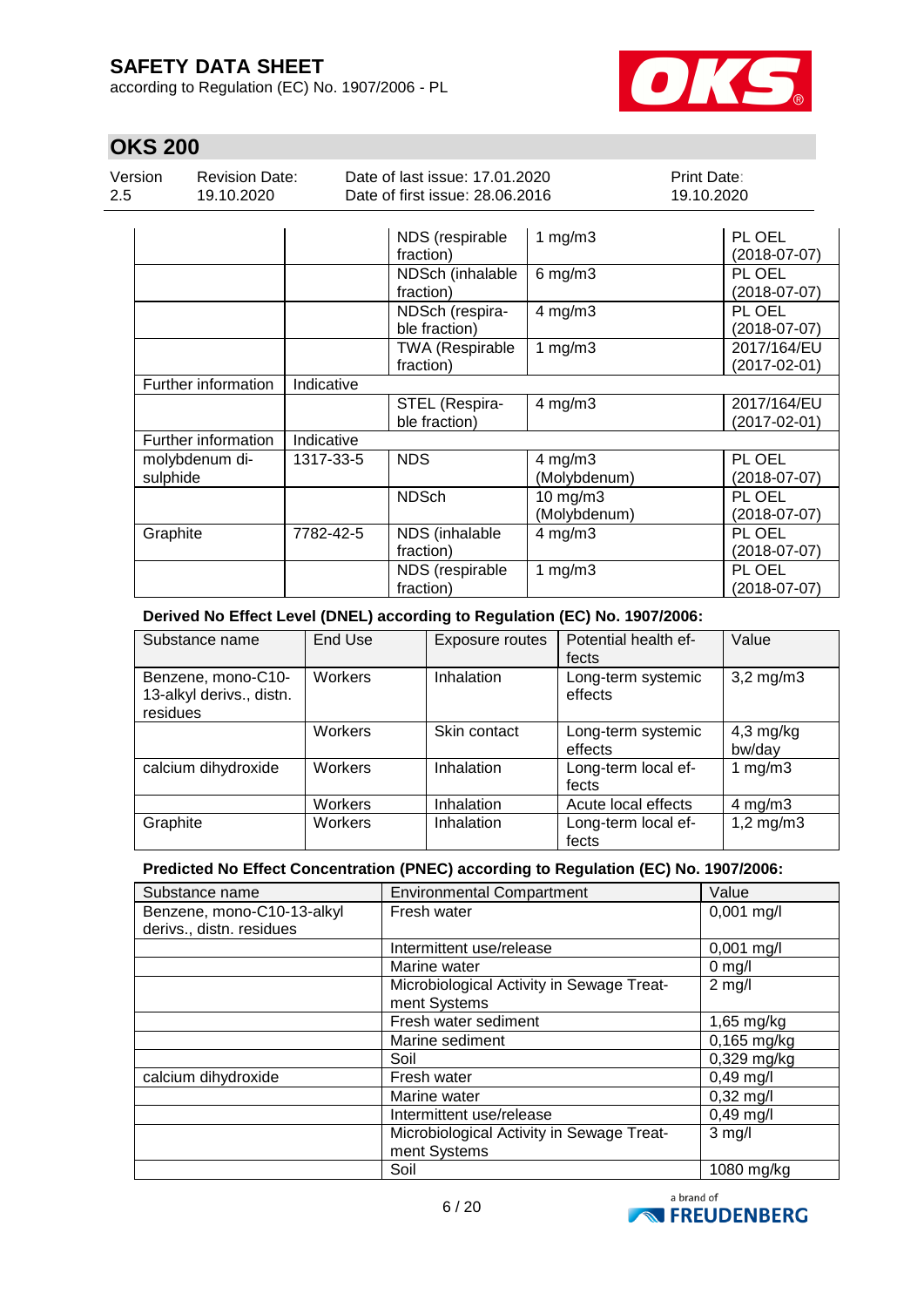| | | NDS (respirable fraction) | 1 mg/m3 | PL OEL (2018-07-07) |
|---|---|---|---|---|
| | | NDSch (inhalable fraction) | 6 mg/m3 | PL OEL (2018-07-07) |
| | | NDSch (respirable fraction) | 4 mg/m3 | PL OEL (2018-07-07) |
| | | TWA (Respirable fraction) | 1 mg/m3 | 2017/164/EU (2017-02-01) |
| Further information | Indicative | | | |
| | | STEL (Respirable fraction) | 4 mg/m3 | 2017/164/EU (2017-02-01) |
| Further information | Indicative | | | |
| molybdenum disulphide | 1317-33-5 | NDS | 4 mg/m3 (Molybdenum) | PL OEL (2018-07-07) |
| | | NDSch | 10 mg/m3 (Molybdenum) | PL OEL (2018-07-07) |
| Graphite | 7782-42-5 | NDS (inhalable fraction) | 4 mg/m3 | PL OEL (2018-07-07) |
| | | NDS (respirable fraction) | 1 mg/m3 | PL OEL (2018-07-07) |

**Derived No Effect Level (DNEL) according to Regulation (EC) No. 1907/2006:**

| Substance name | End Use | Exposure routes | Potential health effects | Value |
|---|---|---|---|---|
| Benzene, mono-C10-13-alkyl derivs., distn. residues | Workers | Inhalation | Long-term systemic effects | 3,2 mg/m3 |
| | Workers | Skin contact | Long-term systemic effects | 4,3 mg/kg bw/day |
| calcium dihydroxide | Workers | Inhalation | Long-term local effects | 1 mg/m3 |
| | Workers | Inhalation | Acute local effects | 4 mg/m3 |
| Graphite | Workers | Inhalation | Long-term local effects | 1,2 mg/m3 |

**Predicted No Effect Concentration (PNEC) according to Regulation (EC) No. 1907/2006:**

| Substance name | Environmental Compartment | Value |
|---|---|---|
| Benzene, mono-C10-13-alkyl derivs., distn. residues | Fresh water | 0,001 mg/l |
| | Intermittent use/release | 0,001 mg/l |
| | Marine water | 0 mg/l |
| | Microbiological Activity in Sewage Treatment Systems | 2 mg/l |
| | Fresh water sediment | 1,65 mg/kg |
| | Marine sediment | 0,165 mg/kg |
| | Soil | 0,329 mg/kg |
| calcium dihydroxide | Fresh water | 0,49 mg/l |
| | Marine water | 0,32 mg/l |
| | Intermittent use/release | 0,49 mg/l |
| | Microbiological Activity in Sewage Treatment Systems | 3 mg/l |
| | Soil | 1080 mg/kg |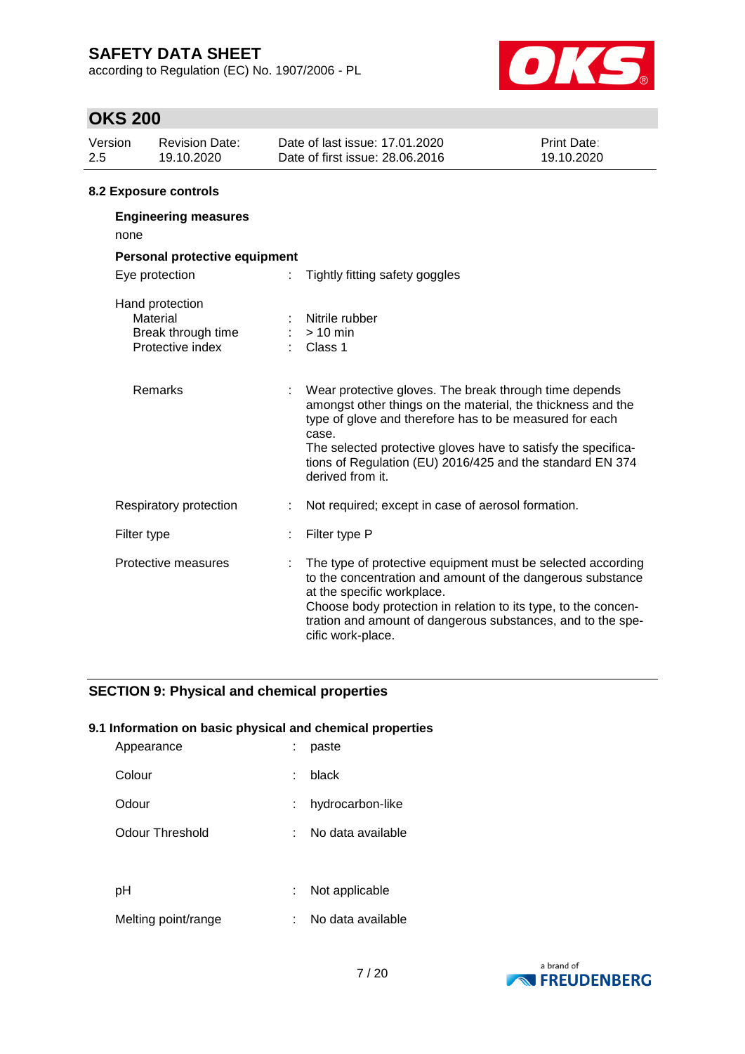### 8.2 Exposure controls

**Engineering measures**

none

**Personal protective equipment**

| | | |
|---|---|---|
| Eye protection | : | Tightly fitting safety goggles |
| Hand protection | | |
| Material | : | Nitrile rubber |
| Break through time | : | > 10 min |
| Protective index | : | Class 1 |
| Remarks | : | Wear protective gloves. The break through time depends amongst other things on the material, the thickness and the type of glove and therefore has to be measured for each case.<br>The selected protective gloves have to satisfy the specifications of Regulation (EU) 2016/425 and the standard EN 374 derived from it. |
| Respiratory protection | : | Not required; except in case of aerosol formation. |
| Filter type | : | Filter type P |
| Protective measures | : | The type of protective equipment must be selected according to the concentration and amount of the dangerous substance at the specific workplace.<br>Choose body protection in relation to its type, to the concentration and amount of dangerous substances, and to the specific work-place. |

## SECTION 9: Physical and chemical properties

### 9.1 Information on basic physical and chemical properties

| | | |
|---|---|---|
| Appearance | : | paste |
| Colour | : | black |
| Odour | : | hydrocarbon-like |
| Odour Threshold | : | No data available |
| pH | : | Not applicable |
| Melting point/range | : | No data available |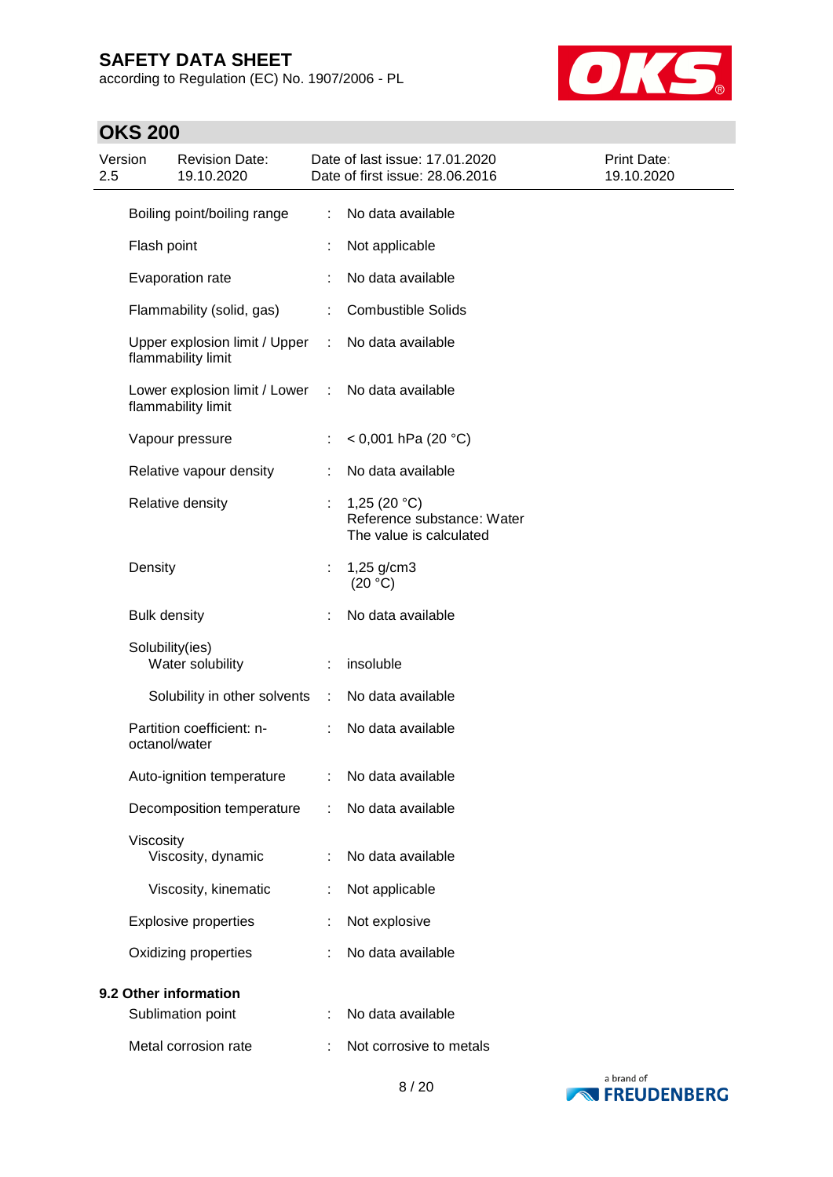| | | |
|---|---|---|
| Boiling point/boiling range | : | No data available |
| Flash point | : | Not applicable |
| Evaporation rate | : | No data available |
| Flammability (solid, gas) | : | Combustible Solids |
| Upper explosion limit / Upper flammability limit | : | No data available |
| Lower explosion limit / Lower flammability limit | : | No data available |
| Vapour pressure | : | < 0,001 hPa (20 °C) |
| Relative vapour density | : | No data available |
| Relative density | : | 1,25 (20 °C)<br>Reference substance: Water<br>The value is calculated |
| Density | : | 1,25 g/cm3<br>(20 °C) |
| Bulk density | : | No data available |
| Solubility(ies)<br>Water solubility | : | insoluble |
| Solubility in other solvents | : | No data available |
| Partition coefficient: n-octanol/water | : | No data available |
| Auto-ignition temperature | : | No data available |
| Decomposition temperature | : | No data available |
| Viscosity<br>Viscosity, dynamic | : | No data available |
| Viscosity, kinematic | : | Not applicable |
| Explosive properties | : | Not explosive |
| Oxidizing properties | : | No data available |

**9.2 Other information**

| | | |
|---|---|---|
| Sublimation point | : | No data available |
| Metal corrosion rate | : | Not corrosive to metals |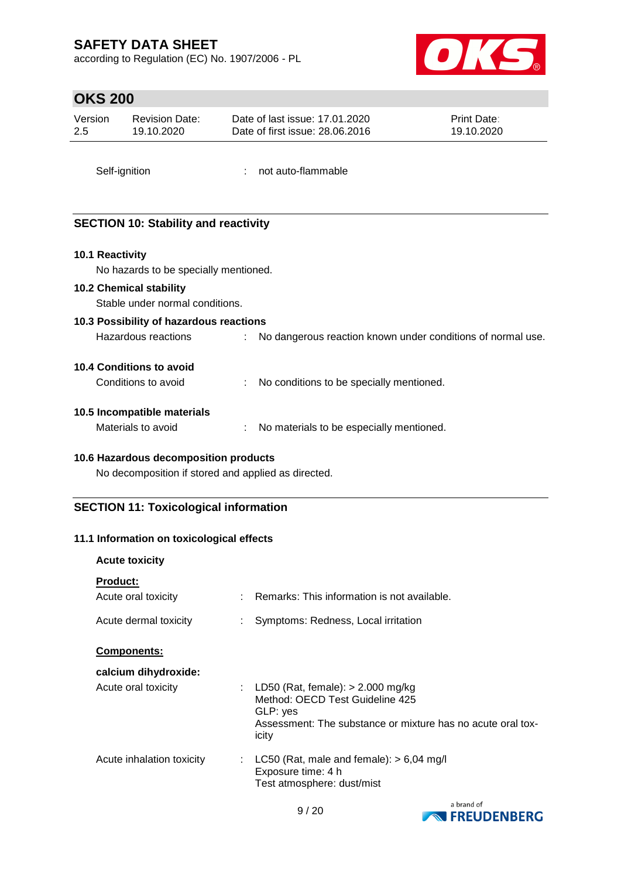Self-ignition : not auto-flammable

## SECTION 10: Stability and reactivity

### 10.1 Reactivity

No hazards to be specially mentioned.

### 10.2 Chemical stability

Stable under normal conditions.

### 10.3 Possibility of hazardous reactions

Hazardous reactions : No dangerous reaction known under conditions of normal use.

### 10.4 Conditions to avoid

Conditions to avoid : No conditions to be specially mentioned.

### 10.5 Incompatible materials

Materials to avoid : No materials to be especially mentioned.

### 10.6 Hazardous decomposition products

No decomposition if stored and applied as directed.

## SECTION 11: Toxicological information

### 11.1 Information on toxicological effects

**Acute toxicity**

**Product:**

Acute oral toxicity : Remarks: This information is not available.

Acute dermal toxicity : Symptoms: Redness, Local irritation

**Components:**

**calcium dihydroxide:**

Acute oral toxicity : LD50 (Rat, female): > 2.000 mg/kg
Method: OECD Test Guideline 425
GLP: yes
Assessment: The substance or mixture has no acute oral toxicity

Acute inhalation toxicity : LC50 (Rat, male and female): > 6,04 mg/l
Exposure time: 4 h
Test atmosphere: dust/mist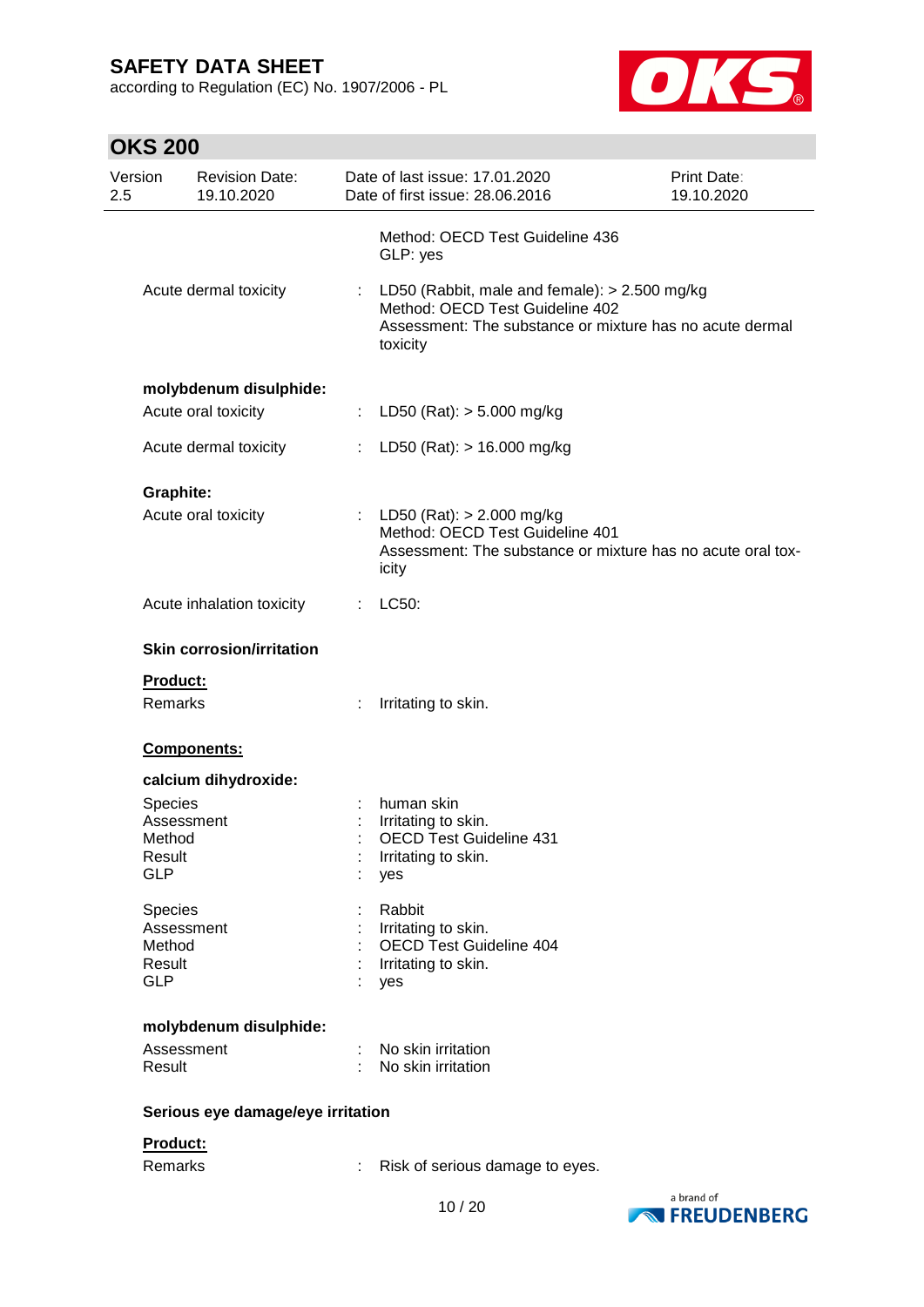Method: OECD Test Guideline 436
GLP: yes

Acute dermal toxicity : LD50 (Rabbit, male and female): > 2.500 mg/kg
Method: OECD Test Guideline 402
Assessment: The substance or mixture has no acute dermal toxicity

**molybdenum disulphide:**

Acute oral toxicity : LD50 (Rat): > 5.000 mg/kg

Acute dermal toxicity : LD50 (Rat): > 16.000 mg/kg

**Graphite:**

Acute oral toxicity : LD50 (Rat): > 2.000 mg/kg
Method: OECD Test Guideline 401
Assessment: The substance or mixture has no acute oral toxicity

Acute inhalation toxicity : LC50:

### Skin corrosion/irritation

**Product:**

Remarks : Irritating to skin.

**Components:**

**calcium dihydroxide:**

Species : human skin
Assessment : Irritating to skin.
Method : OECD Test Guideline 431
Result : Irritating to skin.
GLP : yes

Species : Rabbit
Assessment : Irritating to skin.
Method : OECD Test Guideline 404
Result : Irritating to skin.
GLP : yes

**molybdenum disulphide:**

Assessment : No skin irritation
Result : No skin irritation

### Serious eye damage/eye irritation

**Product:**

Remarks : Risk of serious damage to eyes.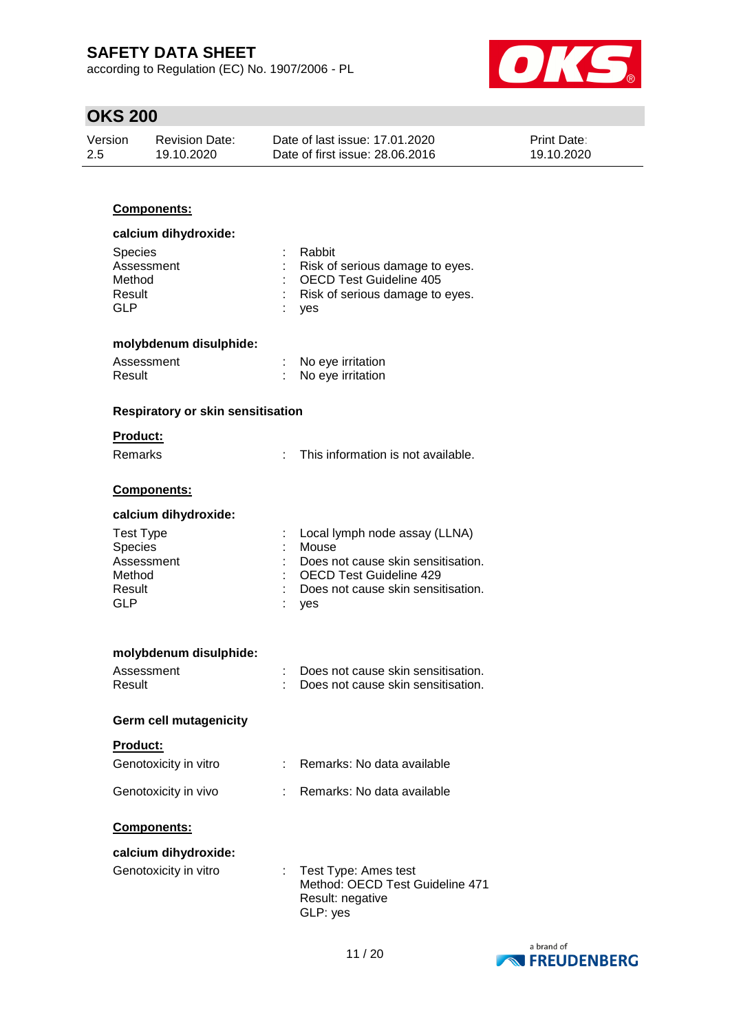**Components:**

**calcium dihydroxide:**

| | | |
|---|---|---|
| Species | : | Rabbit |
| Assessment | : | Risk of serious damage to eyes. |
| Method | : | OECD Test Guideline 405 |
| Result | : | Risk of serious damage to eyes. |
| GLP | : | yes |

**molybdenum disulphide:**

| | | |
|---|---|---|
| Assessment | : | No eye irritation |
| Result | : | No eye irritation |

**Respiratory or skin sensitisation**

**Product:**

| | | |
|---|---|---|
| Remarks | : | This information is not available. |

**Components:**

**calcium dihydroxide:**

| | | |
|---|---|---|
| Test Type | : | Local lymph node assay (LLNA) |
| Species | : | Mouse |
| Assessment | : | Does not cause skin sensitisation. |
| Method | : | OECD Test Guideline 429 |
| Result | : | Does not cause skin sensitisation. |
| GLP | : | yes |

**molybdenum disulphide:**

| | | |
|---|---|---|
| Assessment | : | Does not cause skin sensitisation. |
| Result | : | Does not cause skin sensitisation. |

**Germ cell mutagenicity**

**Product:**

| | | |
|---|---|---|
| Genotoxicity in vitro | : | Remarks: No data available |
| Genotoxicity in vivo | : | Remarks: No data available |

**Components:**

**calcium dihydroxide:**

| | | |
|---|---|---|
| Genotoxicity in vitro | : | Test Type: Ames test<br>Method: OECD Test Guideline 471<br>Result: negative<br>GLP: yes |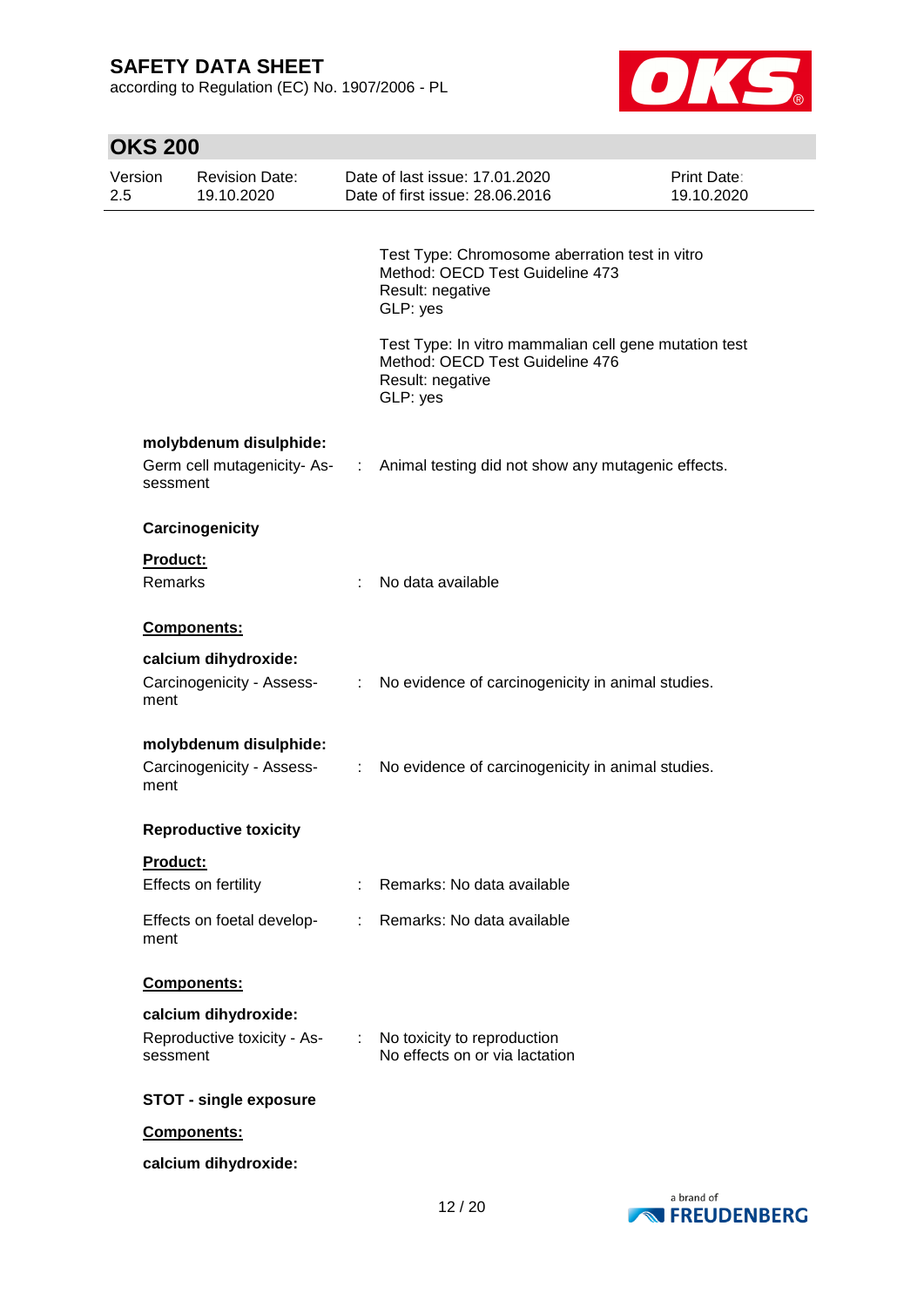Test Type: Chromosome aberration test in vitro
Method: OECD Test Guideline 473
Result: negative
GLP: yes

Test Type: In vitro mammalian cell gene mutation test
Method: OECD Test Guideline 476
Result: negative
GLP: yes

**molybdenum disulphide:**

Germ cell mutagenicity- Assessment : Animal testing did not show any mutagenic effects.

**Carcinogenicity**

**Product:**

Remarks : No data available

**Components:**

**calcium dihydroxide:**

Carcinogenicity - Assessment : No evidence of carcinogenicity in animal studies.

**molybdenum disulphide:**

Carcinogenicity - Assessment : No evidence of carcinogenicity in animal studies.

**Reproductive toxicity**

**Product:**

Effects on fertility : Remarks: No data available

Effects on foetal development : Remarks: No data available

**Components:**

**calcium dihydroxide:**

Reproductive toxicity - Assessment : No toxicity to reproduction
No effects on or via lactation

**STOT - single exposure**

**Components:**

**calcium dihydroxide:**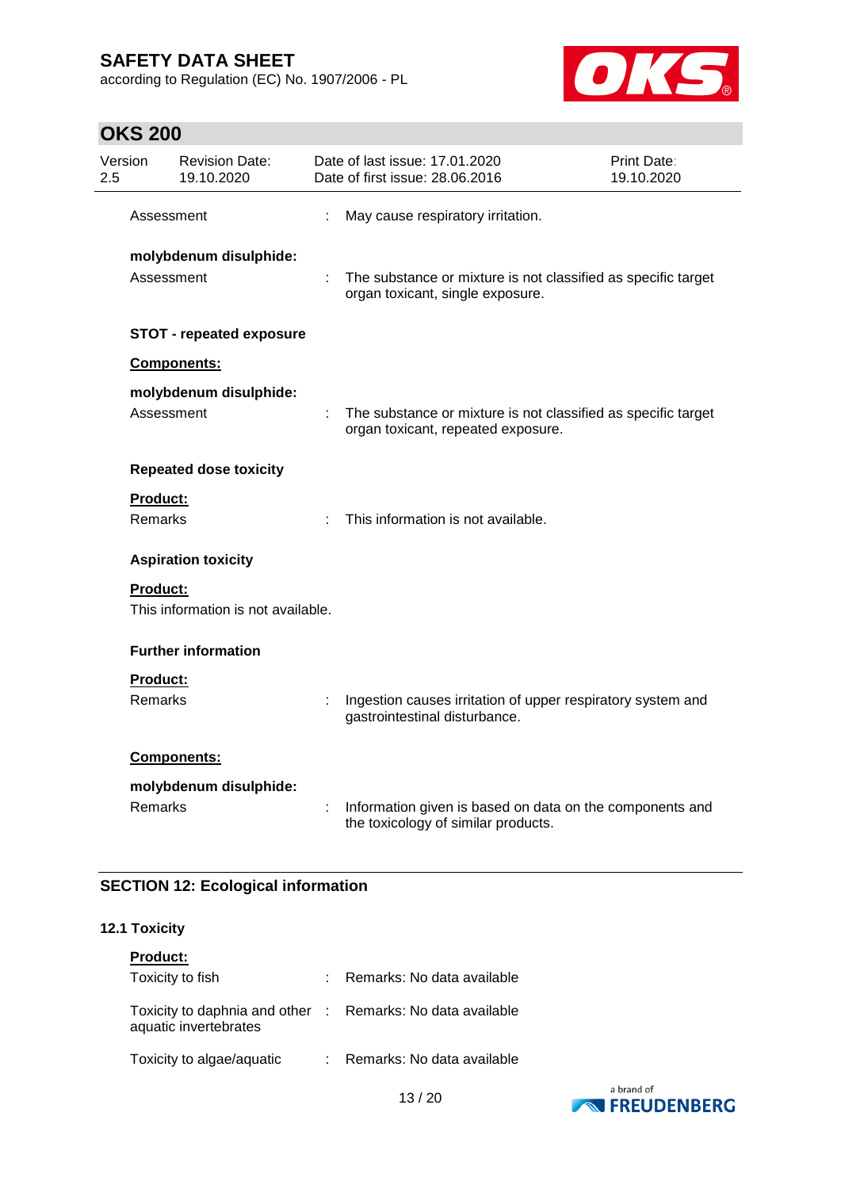Assessment : May cause respiratory irritation.

**molybdenum disulphide:**

Assessment : The substance or mixture is not classified as specific target organ toxicant, single exposure.

**STOT - repeated exposure**

**Components:**

**molybdenum disulphide:**

Assessment : The substance or mixture is not classified as specific target organ toxicant, repeated exposure.

**Repeated dose toxicity**

**Product:**

Remarks : This information is not available.

**Aspiration toxicity**

**Product:**

This information is not available.

**Further information**

**Product:**

Remarks : Ingestion causes irritation of upper respiratory system and gastrointestinal disturbance.

**Components:**

**molybdenum disulphide:**

Remarks : Information given is based on data on the components and the toxicology of similar products.

## SECTION 12: Ecological information

### 12.1 Toxicity

**Product:**

Toxicity to fish : Remarks: No data available

Toxicity to daphnia and other aquatic invertebrates : Remarks: No data available

Toxicity to algae/aquatic : Remarks: No data available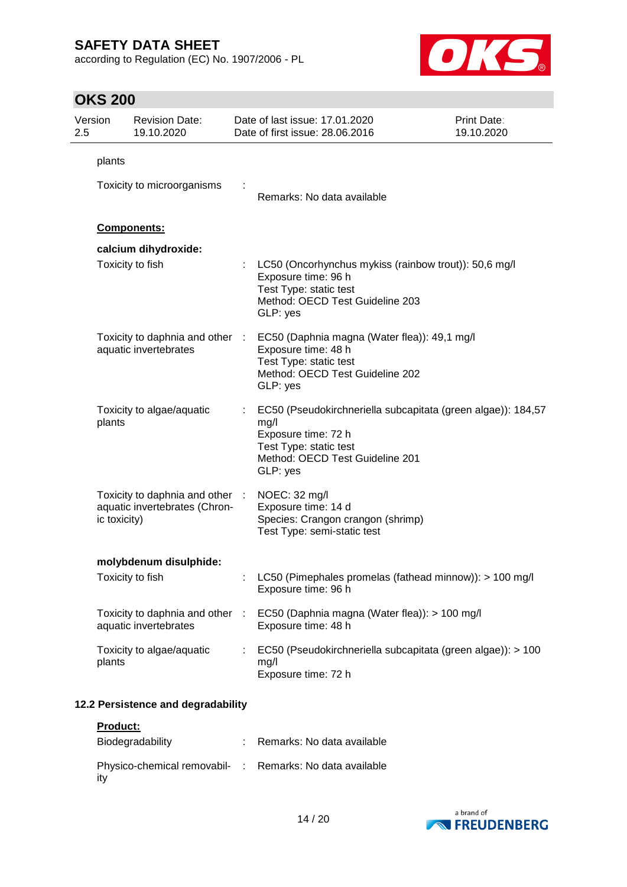plants

Toxicity to microorganisms : Remarks: No data available

**Components:**

**calcium dihydroxide:**

| | | |
|---|---|---|
| Toxicity to fish | : | LC50 (Oncorhynchus mykiss (rainbow trout)): 50,6 mg/l<br>Exposure time: 96 h<br>Test Type: static test<br>Method: OECD Test Guideline 203<br>GLP: yes |
| Toxicity to daphnia and other aquatic invertebrates | : | EC50 (Daphnia magna (Water flea)): 49,1 mg/l<br>Exposure time: 48 h<br>Test Type: static test<br>Method: OECD Test Guideline 202<br>GLP: yes |
| Toxicity to algae/aquatic plants | : | EC50 (Pseudokirchneriella subcapitata (green algae)): 184,57 mg/l<br>Exposure time: 72 h<br>Test Type: static test<br>Method: OECD Test Guideline 201<br>GLP: yes |
| Toxicity to daphnia and other aquatic invertebrates (Chronic toxicity) | : | NOEC: 32 mg/l<br>Exposure time: 14 d<br>Species: Crangon crangon (shrimp)<br>Test Type: semi-static test |

**molybdenum disulphide:**

| | | |
|---|---|---|
| Toxicity to fish | : | LC50 (Pimephales promelas (fathead minnow)): > 100 mg/l<br>Exposure time: 96 h |
| Toxicity to daphnia and other aquatic invertebrates | : | EC50 (Daphnia magna (Water flea)): > 100 mg/l<br>Exposure time: 48 h |
| Toxicity to algae/aquatic plants | : | EC50 (Pseudokirchneriella subcapitata (green algae)): > 100 mg/l<br>Exposure time: 72 h |

### 12.2 Persistence and degradability

**Product:**

| | | |
|---|---|---|
| Biodegradability | : | Remarks: No data available |
| Physico-chemical removability | : | Remarks: No data available |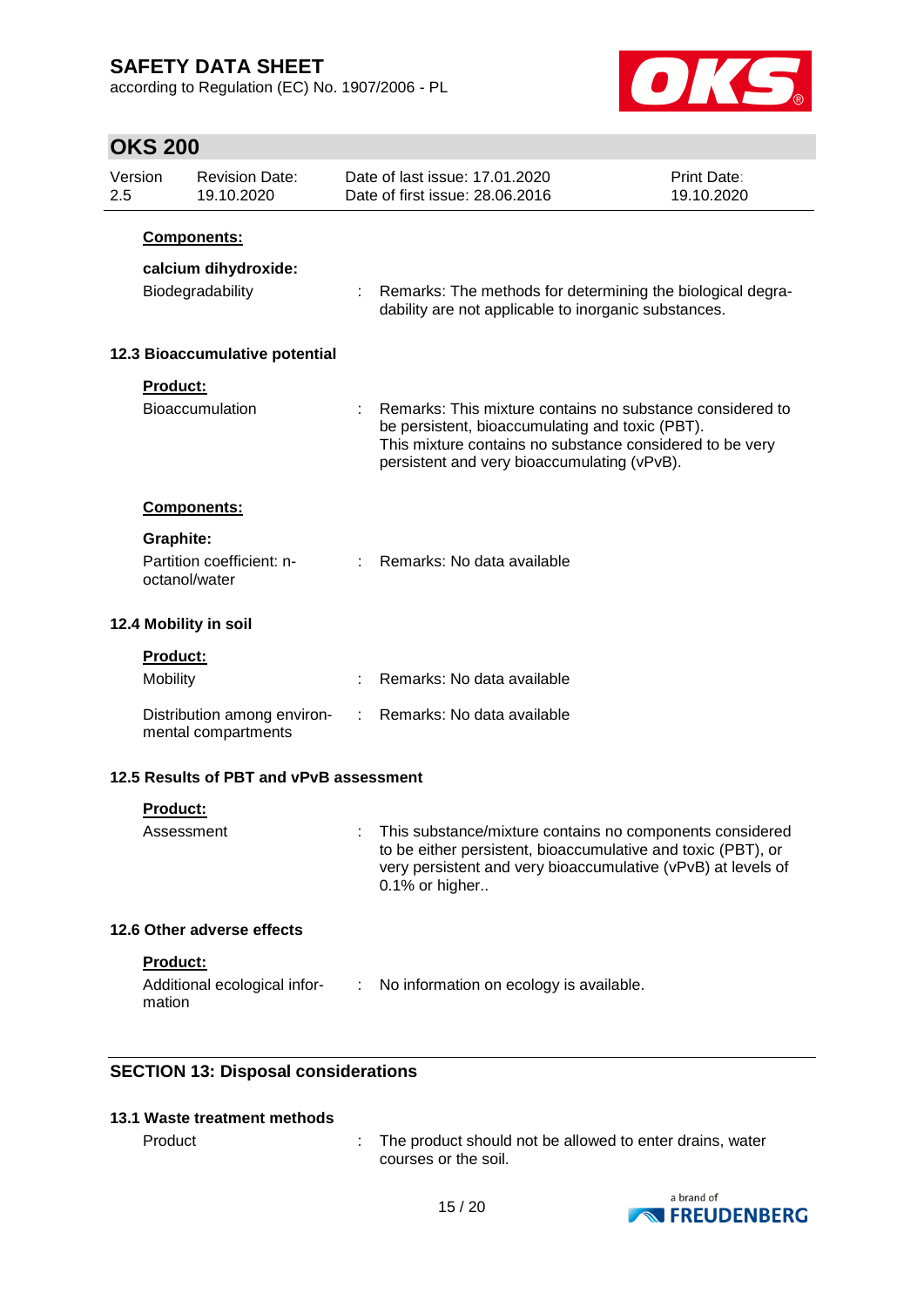**Components:**

**calcium dihydroxide:**

Biodegradability : Remarks: The methods for determining the biological degradability are not applicable to inorganic substances.

### 12.3 Bioaccumulative potential

**Product:**

Bioaccumulation : Remarks: This mixture contains no substance considered to be persistent, bioaccumulating and toxic (PBT). This mixture contains no substance considered to be very persistent and very bioaccumulating (vPvB).

**Components:**

**Graphite:**

Partition coefficient: n-octanol/water : Remarks: No data available

### 12.4 Mobility in soil

**Product:**

Mobility : Remarks: No data available

Distribution among environmental compartments : Remarks: No data available

### 12.5 Results of PBT and vPvB assessment

**Product:**

Assessment : This substance/mixture contains no components considered to be either persistent, bioaccumulative and toxic (PBT), or very persistent and very bioaccumulative (vPvB) at levels of 0.1% or higher..

### 12.6 Other adverse effects

**Product:**

Additional ecological information : No information on ecology is available.

## SECTION 13: Disposal considerations

### 13.1 Waste treatment methods

Product : The product should not be allowed to enter drains, water courses or the soil.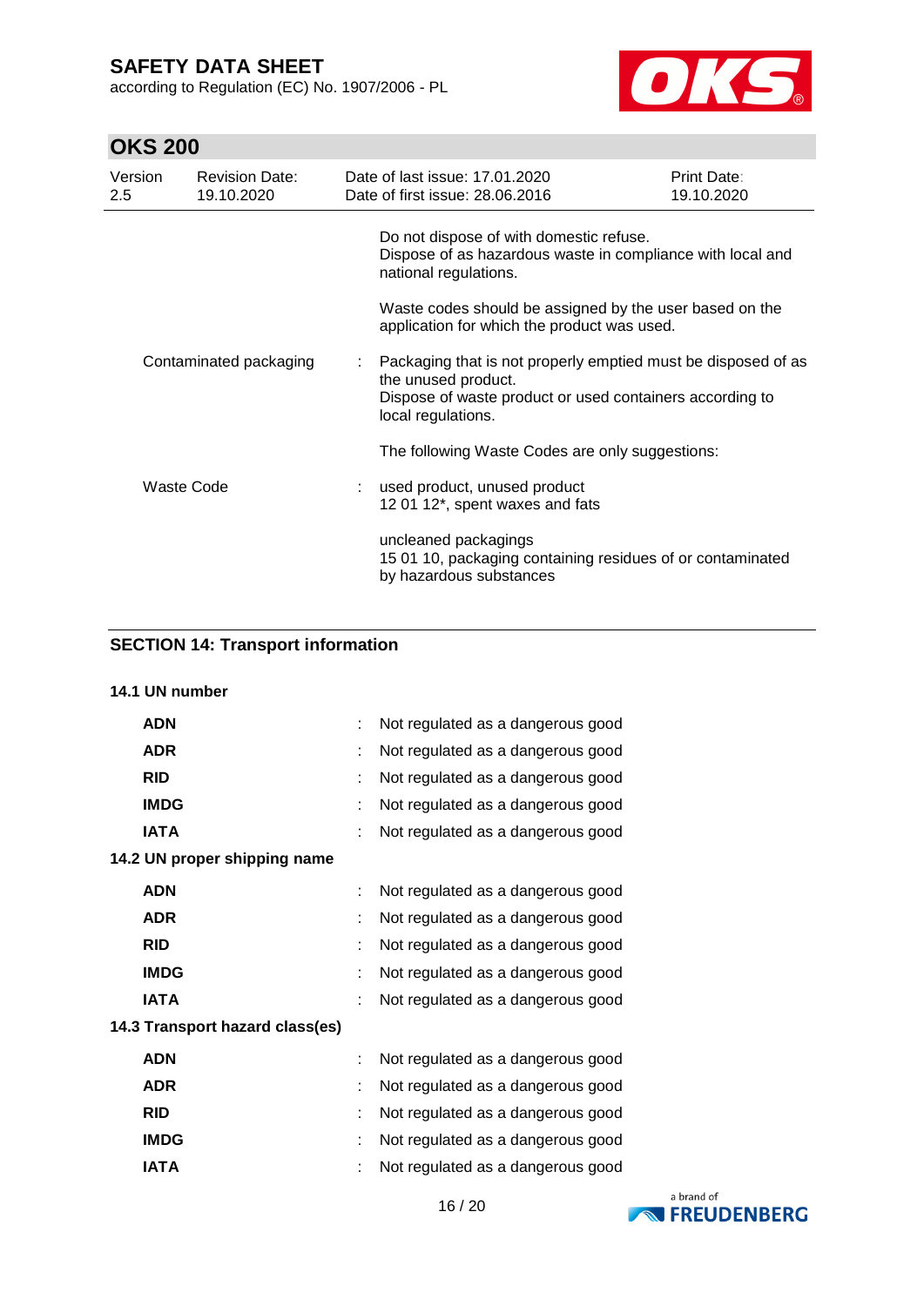Do not dispose of with domestic refuse.
Dispose of as hazardous waste in compliance with local and national regulations.

Waste codes should be assigned by the user based on the application for which the product was used.

| | | |
|---|---|---|
| Contaminated packaging | : | Packaging that is not properly emptied must be disposed of as the unused product.<br>Dispose of waste product or used containers according to local regulations.<br><br>The following Waste Codes are only suggestions: |
| Waste Code | : | used product, unused product<br>12 01 12*, spent waxes and fats<br><br>uncleaned packagings<br>15 01 10, packaging containing residues of or contaminated by hazardous substances |

## SECTION 14: Transport information

### 14.1 UN number

| | | |
|---|---|---|
| **ADN** | : | Not regulated as a dangerous good |
| **ADR** | : | Not regulated as a dangerous good |
| **RID** | : | Not regulated as a dangerous good |
| **IMDG** | : | Not regulated as a dangerous good |
| **IATA** | : | Not regulated as a dangerous good |

### 14.2 UN proper shipping name

| | | |
|---|---|---|
| **ADN** | : | Not regulated as a dangerous good |
| **ADR** | : | Not regulated as a dangerous good |
| **RID** | : | Not regulated as a dangerous good |
| **IMDG** | : | Not regulated as a dangerous good |
| **IATA** | : | Not regulated as a dangerous good |

### 14.3 Transport hazard class(es)

| | | |
|---|---|---|
| **ADN** | : | Not regulated as a dangerous good |
| **ADR** | : | Not regulated as a dangerous good |
| **RID** | : | Not regulated as a dangerous good |
| **IMDG** | : | Not regulated as a dangerous good |
| **IATA** | : | Not regulated as a dangerous good |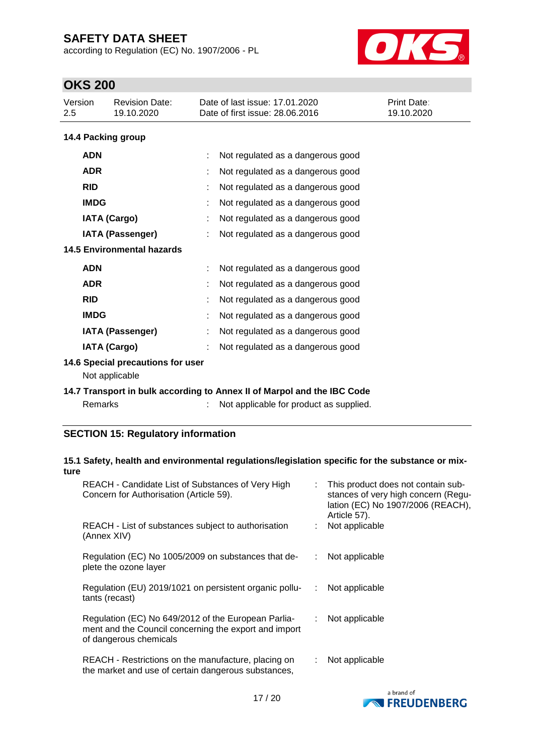### 14.4 Packing group

| | | |
|---|---|---|
| **ADN** | : | Not regulated as a dangerous good |
| **ADR** | : | Not regulated as a dangerous good |
| **RID** | : | Not regulated as a dangerous good |
| **IMDG** | : | Not regulated as a dangerous good |
| **IATA (Cargo)** | : | Not regulated as a dangerous good |
| **IATA (Passenger)** | : | Not regulated as a dangerous good |

### 14.5 Environmental hazards

| | | |
|---|---|---|
| **ADN** | : | Not regulated as a dangerous good |
| **ADR** | : | Not regulated as a dangerous good |
| **RID** | : | Not regulated as a dangerous good |
| **IMDG** | : | Not regulated as a dangerous good |
| **IATA (Passenger)** | : | Not regulated as a dangerous good |
| **IATA (Cargo)** | : | Not regulated as a dangerous good |

### 14.6 Special precautions for user

Not applicable

### 14.7 Transport in bulk according to Annex II of Marpol and the IBC Code

Remarks : Not applicable for product as supplied.

## SECTION 15: Regulatory information

### 15.1 Safety, health and environmental regulations/legislation specific for the substance or mixture

| | | |
|---|---|---|
| REACH - Candidate List of Substances of Very High Concern for Authorisation (Article 59). | : | This product does not contain substances of very high concern (Regulation (EC) No 1907/2006 (REACH), Article 57). |
| REACH - List of substances subject to authorisation (Annex XIV) | : | Not applicable |
| Regulation (EC) No 1005/2009 on substances that deplete the ozone layer | : | Not applicable |
| Regulation (EU) 2019/1021 on persistent organic pollutants (recast) | : | Not applicable |
| Regulation (EC) No 649/2012 of the European Parliament and the Council concerning the export and import of dangerous chemicals | : | Not applicable |
| REACH - Restrictions on the manufacture, placing on the market and use of certain dangerous substances, | : | Not applicable |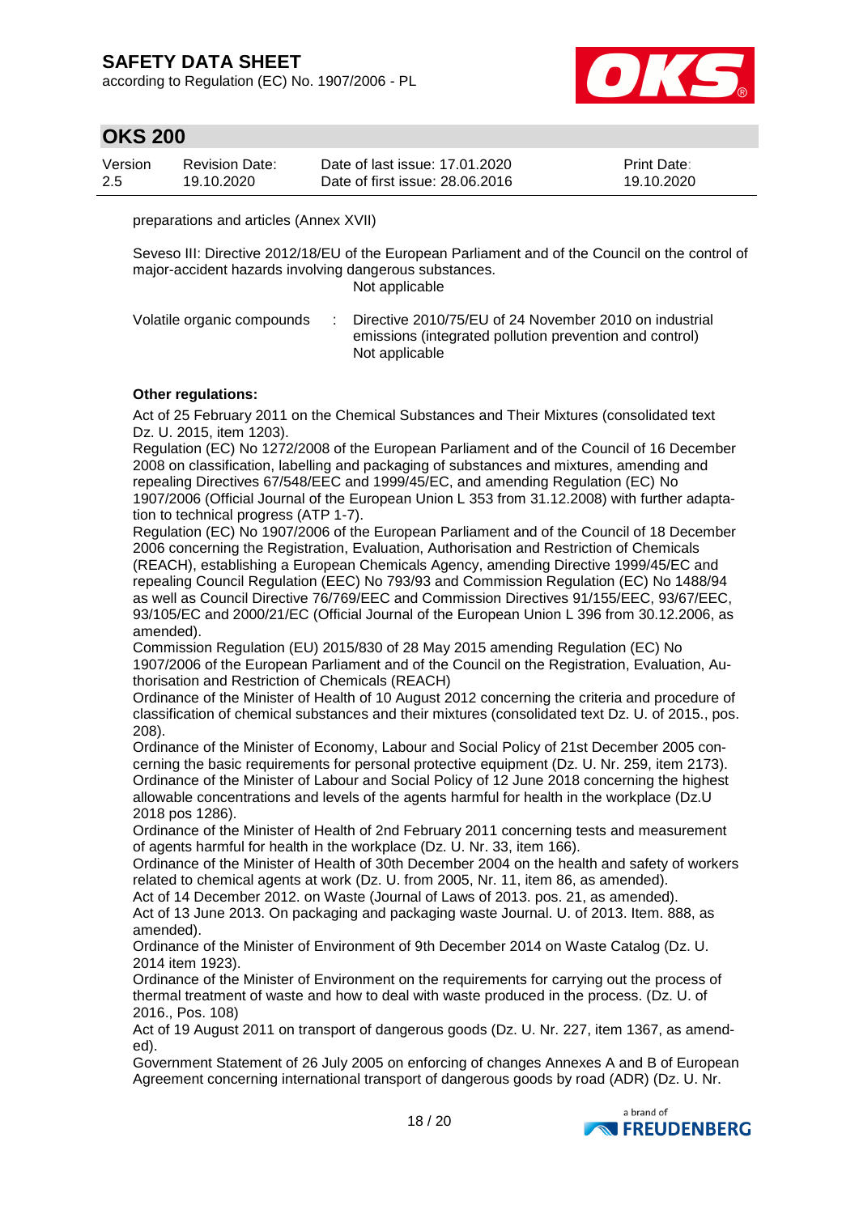preparations and articles (Annex XVII)

Seveso III: Directive 2012/18/EU of the European Parliament and of the Council on the control of major-accident hazards involving dangerous substances.
Not applicable

Volatile organic compounds : Directive 2010/75/EU of 24 November 2010 on industrial emissions (integrated pollution prevention and control)
Not applicable

**Other regulations:**

Act of 25 February 2011 on the Chemical Substances and Their Mixtures (consolidated text Dz. U. 2015, item 1203).
Regulation (EC) No 1272/2008 of the European Parliament and of the Council of 16 December 2008 on classification, labelling and packaging of substances and mixtures, amending and repealing Directives 67/548/EEC and 1999/45/EC, and amending Regulation (EC) No 1907/2006 (Official Journal of the European Union L 353 from 31.12.2008) with further adaptation to technical progress (ATP 1-7).
Regulation (EC) No 1907/2006 of the European Parliament and of the Council of 18 December 2006 concerning the Registration, Evaluation, Authorisation and Restriction of Chemicals (REACH), establishing a European Chemicals Agency, amending Directive 1999/45/EC and repealing Council Regulation (EEC) No 793/93 and Commission Regulation (EC) No 1488/94 as well as Council Directive 76/769/EEC and Commission Directives 91/155/EEC, 93/67/EEC, 93/105/EC and 2000/21/EC (Official Journal of the European Union L 396 from 30.12.2006, as amended).
Commission Regulation (EU) 2015/830 of 28 May 2015 amending Regulation (EC) No 1907/2006 of the European Parliament and of the Council on the Registration, Evaluation, Authorisation and Restriction of Chemicals (REACH)
Ordinance of the Minister of Health of 10 August 2012 concerning the criteria and procedure of classification of chemical substances and their mixtures (consolidated text Dz. U. of 2015., pos. 208).
Ordinance of the Minister of Economy, Labour and Social Policy of 21st December 2005 concerning the basic requirements for personal protective equipment (Dz. U. Nr. 259, item 2173).
Ordinance of the Minister of Labour and Social Policy of 12 June 2018 concerning the highest allowable concentrations and levels of the agents harmful for health in the workplace (Dz.U 2018 pos 1286).
Ordinance of the Minister of Health of 2nd February 2011 concerning tests and measurement of agents harmful for health in the workplace (Dz. U. Nr. 33, item 166).
Ordinance of the Minister of Health of 30th December 2004 on the health and safety of workers related to chemical agents at work (Dz. U. from 2005, Nr. 11, item 86, as amended).
Act of 14 December 2012. on Waste (Journal of Laws of 2013. pos. 21, as amended).
Act of 13 June 2013. On packaging and packaging waste Journal. U. of 2013. Item. 888, as amended).
Ordinance of the Minister of Environment of 9th December 2014 on Waste Catalog (Dz. U. 2014 item 1923).
Ordinance of the Minister of Environment on the requirements for carrying out the process of thermal treatment of waste and how to deal with waste produced in the process. (Dz. U. of 2016., Pos. 108)
Act of 19 August 2011 on transport of dangerous goods (Dz. U. Nr. 227, item 1367, as amended).
Government Statement of 26 July 2005 on enforcing of changes Annexes A and B of European Agreement concerning international transport of dangerous goods by road (ADR) (Dz. U. Nr.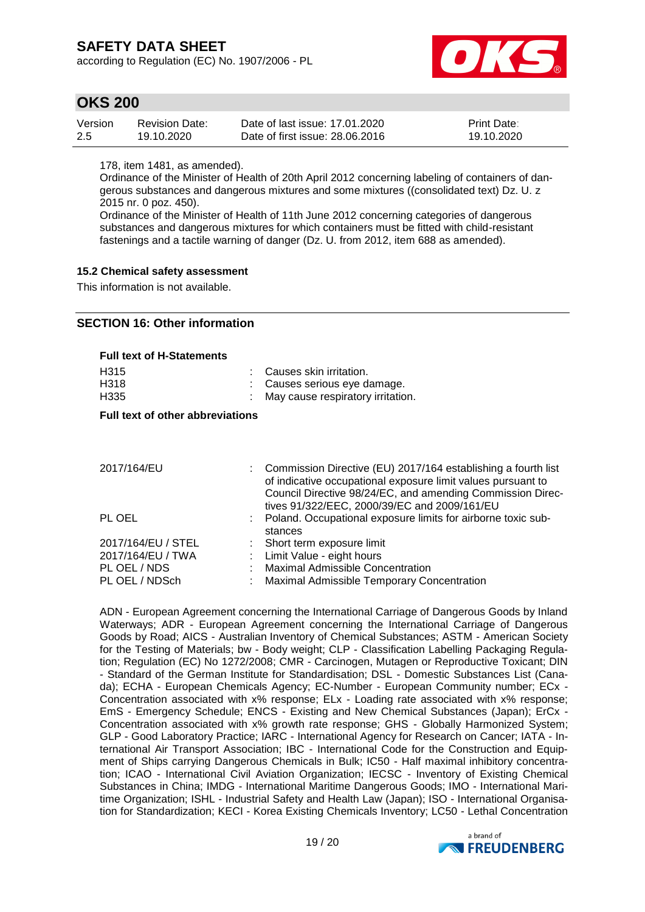178, item 1481, as amended).

Ordinance of the Minister of Health of 20th April 2012 concerning labeling of containers of dangerous substances and dangerous mixtures and some mixtures ((consolidated text) Dz. U. z 2015 nr. 0 poz. 450).

Ordinance of the Minister of Health of 11th June 2012 concerning categories of dangerous substances and dangerous mixtures for which containers must be fitted with child-resistant fastenings and a tactile warning of danger (Dz. U. from 2012, item 688 as amended).

### 15.2 Chemical safety assessment

This information is not available.

## SECTION 16: Other information

**Full text of H-Statements**

| | | |
|---|---|---|
| H315 | : | Causes skin irritation. |
| H318 | : | Causes serious eye damage. |
| H335 | : | May cause respiratory irritation. |

**Full text of other abbreviations**

| | | |
|---|---|---|
| 2017/164/EU | : | Commission Directive (EU) 2017/164 establishing a fourth list of indicative occupational exposure limit values pursuant to Council Directive 98/24/EC, and amending Commission Directives 91/322/EEC, 2000/39/EC and 2009/161/EU |
| PL OEL | : | Poland. Occupational exposure limits for airborne toxic substances |
| 2017/164/EU / STEL | : | Short term exposure limit |
| 2017/164/EU / TWA | : | Limit Value - eight hours |
| PL OEL / NDS | : | Maximal Admissible Concentration |
| PL OEL / NDSch | : | Maximal Admissible Temporary Concentration |

ADN - European Agreement concerning the International Carriage of Dangerous Goods by Inland Waterways; ADR - European Agreement concerning the International Carriage of Dangerous Goods by Road; AICS - Australian Inventory of Chemical Substances; ASTM - American Society for the Testing of Materials; bw - Body weight; CLP - Classification Labelling Packaging Regulation; Regulation (EC) No 1272/2008; CMR - Carcinogen, Mutagen or Reproductive Toxicant; DIN - Standard of the German Institute for Standardisation; DSL - Domestic Substances List (Canada); ECHA - European Chemicals Agency; EC-Number - European Community number; ECx - Concentration associated with x% response; ELx - Loading rate associated with x% response; EmS - Emergency Schedule; ENCS - Existing and New Chemical Substances (Japan); ErCx - Concentration associated with x% growth rate response; GHS - Globally Harmonized System; GLP - Good Laboratory Practice; IARC - International Agency for Research on Cancer; IATA - International Air Transport Association; IBC - International Code for the Construction and Equipment of Ships carrying Dangerous Chemicals in Bulk; IC50 - Half maximal inhibitory concentration; ICAO - International Civil Aviation Organization; IECSC - Inventory of Existing Chemical Substances in China; IMDG - International Maritime Dangerous Goods; IMO - International Maritime Organization; ISHL - Industrial Safety and Health Law (Japan); ISO - International Organisation for Standardization; KECI - Korea Existing Chemicals Inventory; LC50 - Lethal Concentration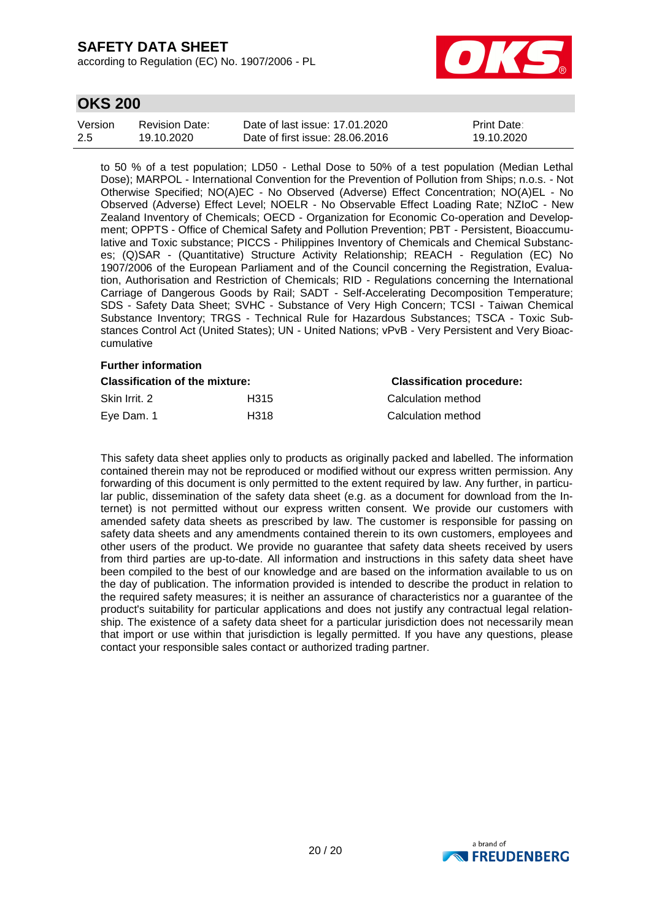to 50 % of a test population; LD50 - Lethal Dose to 50% of a test population (Median Lethal Dose); MARPOL - International Convention for the Prevention of Pollution from Ships; n.o.s. - Not Otherwise Specified; NO(A)EC - No Observed (Adverse) Effect Concentration; NO(A)EL - No Observed (Adverse) Effect Level; NOELR - No Observable Effect Loading Rate; NZIoC - New Zealand Inventory of Chemicals; OECD - Organization for Economic Co-operation and Development; OPPTS - Office of Chemical Safety and Pollution Prevention; PBT - Persistent, Bioaccumulative and Toxic substance; PICCS - Philippines Inventory of Chemicals and Chemical Substances; (Q)SAR - (Quantitative) Structure Activity Relationship; REACH - Regulation (EC) No 1907/2006 of the European Parliament and of the Council concerning the Registration, Evaluation, Authorisation and Restriction of Chemicals; RID - Regulations concerning the International Carriage of Dangerous Goods by Rail; SADT - Self-Accelerating Decomposition Temperature; SDS - Safety Data Sheet; SVHC - Substance of Very High Concern; TCSI - Taiwan Chemical Substance Inventory; TRGS - Technical Rule for Hazardous Substances; TSCA - Toxic Substances Control Act (United States); UN - United Nations; vPvB - Very Persistent and Very Bioaccumulative

**Further information**

| **Classification of the mixture:** | | **Classification procedure:** |
|---|---|---|
| Skin Irrit. 2 | H315 | Calculation method |
| Eye Dam. 1 | H318 | Calculation method |

This safety data sheet applies only to products as originally packed and labelled. The information contained therein may not be reproduced or modified without our express written permission. Any forwarding of this document is only permitted to the extent required by law. Any further, in particular public, dissemination of the safety data sheet (e.g. as a document for download from the Internet) is not permitted without our express written consent. We provide our customers with amended safety data sheets as prescribed by law. The customer is responsible for passing on safety data sheets and any amendments contained therein to its own customers, employees and other users of the product. We provide no guarantee that safety data sheets received by users from third parties are up-to-date. All information and instructions in this safety data sheet have been compiled to the best of our knowledge and are based on the information available to us on the day of publication. The information provided is intended to describe the product in relation to the required safety measures; it is neither an assurance of characteristics nor a guarantee of the product's suitability for particular applications and does not justify any contractual legal relationship. The existence of a safety data sheet for a particular jurisdiction does not necessarily mean that import or use within that jurisdiction is legally permitted. If you have any questions, please contact your responsible sales contact or authorized trading partner.